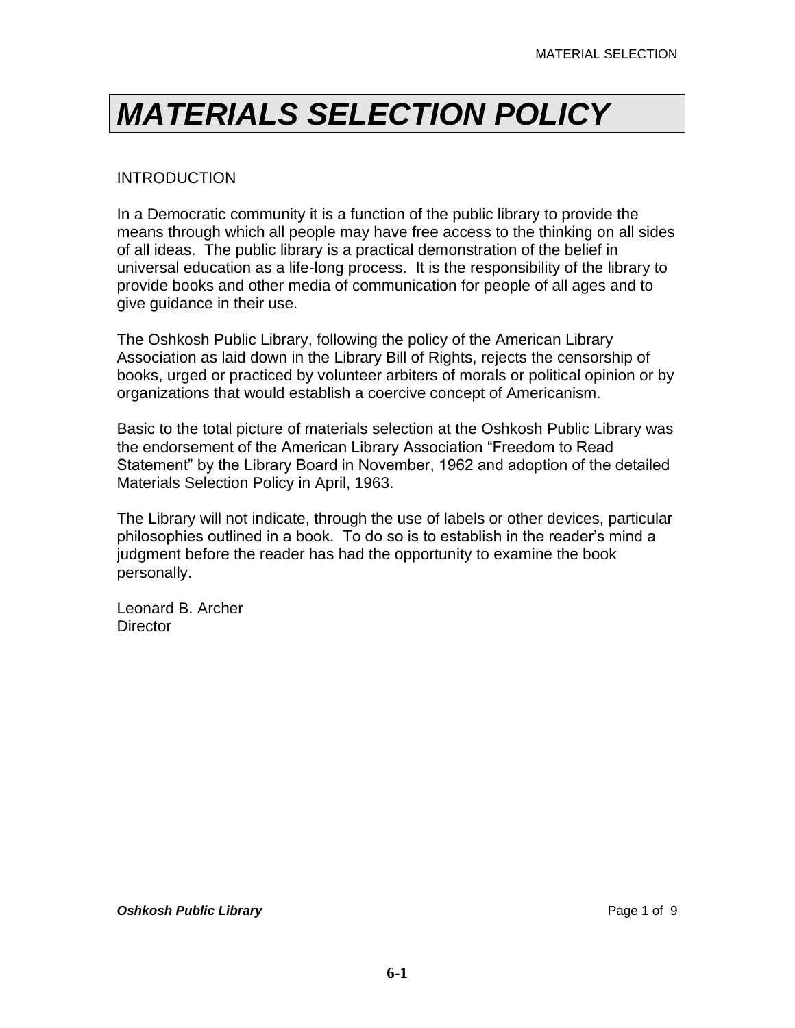# *MATERIALS SELECTION POLICY*

## INTRODUCTION

In a Democratic community it is a function of the public library to provide the means through which all people may have free access to the thinking on all sides of all ideas. The public library is a practical demonstration of the belief in universal education as a life-long process. It is the responsibility of the library to provide books and other media of communication for people of all ages and to give guidance in their use.

The Oshkosh Public Library, following the policy of the American Library Association as laid down in the Library Bill of Rights, rejects the censorship of books, urged or practiced by volunteer arbiters of morals or political opinion or by organizations that would establish a coercive concept of Americanism.

Basic to the total picture of materials selection at the Oshkosh Public Library was the endorsement of the American Library Association "Freedom to Read Statement" by the Library Board in November, 1962 and adoption of the detailed Materials Selection Policy in April, 1963.

The Library will not indicate, through the use of labels or other devices, particular philosophies outlined in a book. To do so is to establish in the reader's mind a judgment before the reader has had the opportunity to examine the book personally.

Leonard B. Archer
Director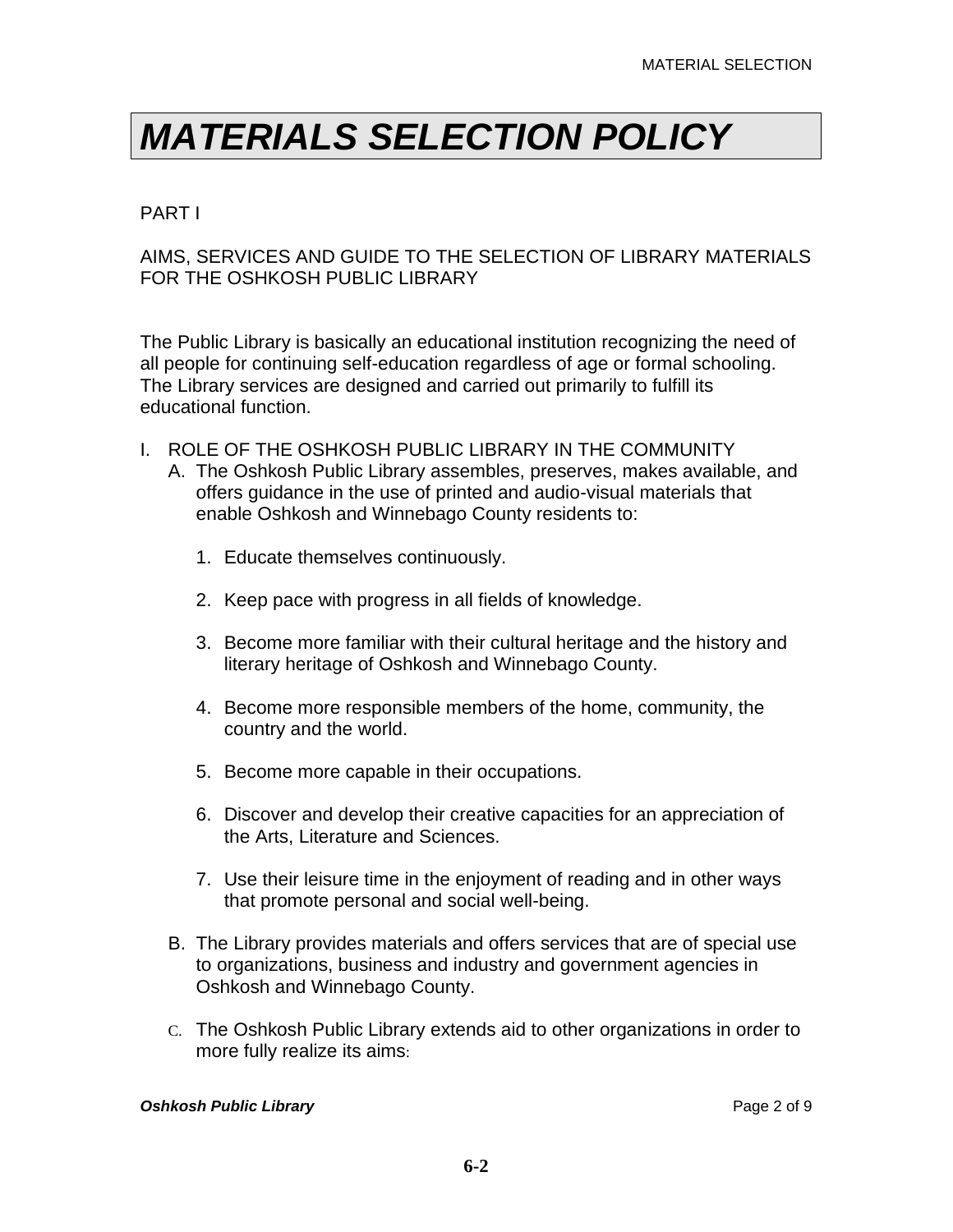# *MATERIALS SELECTION POLICY*

PART I

AIMS, SERVICES AND GUIDE TO THE SELECTION OF LIBRARY MATERIALS FOR THE OSHKOSH PUBLIC LIBRARY

The Public Library is basically an educational institution recognizing the need of all people for continuing self-education regardless of age or formal schooling. The Library services are designed and carried out primarily to fulfill its educational function.

I. ROLE OF THE OSHKOSH PUBLIC LIBRARY IN THE COMMUNITY
   A. The Oshkosh Public Library assembles, preserves, makes available, and offers guidance in the use of printed and audio-visual materials that enable Oshkosh and Winnebago County residents to:

      1. Educate themselves continuously.

      2. Keep pace with progress in all fields of knowledge.

      3. Become more familiar with their cultural heritage and the history and literary heritage of Oshkosh and Winnebago County.

      4. Become more responsible members of the home, community, the country and the world.

      5. Become more capable in their occupations.

      6. Discover and develop their creative capacities for an appreciation of the Arts, Literature and Sciences.

      7. Use their leisure time in the enjoyment of reading and in other ways that promote personal and social well-being.

   B. The Library provides materials and offers services that are of special use to organizations, business and industry and government agencies in Oshkosh and Winnebago County.

   C. The Oshkosh Public Library extends aid to other organizations in order to more fully realize its aims: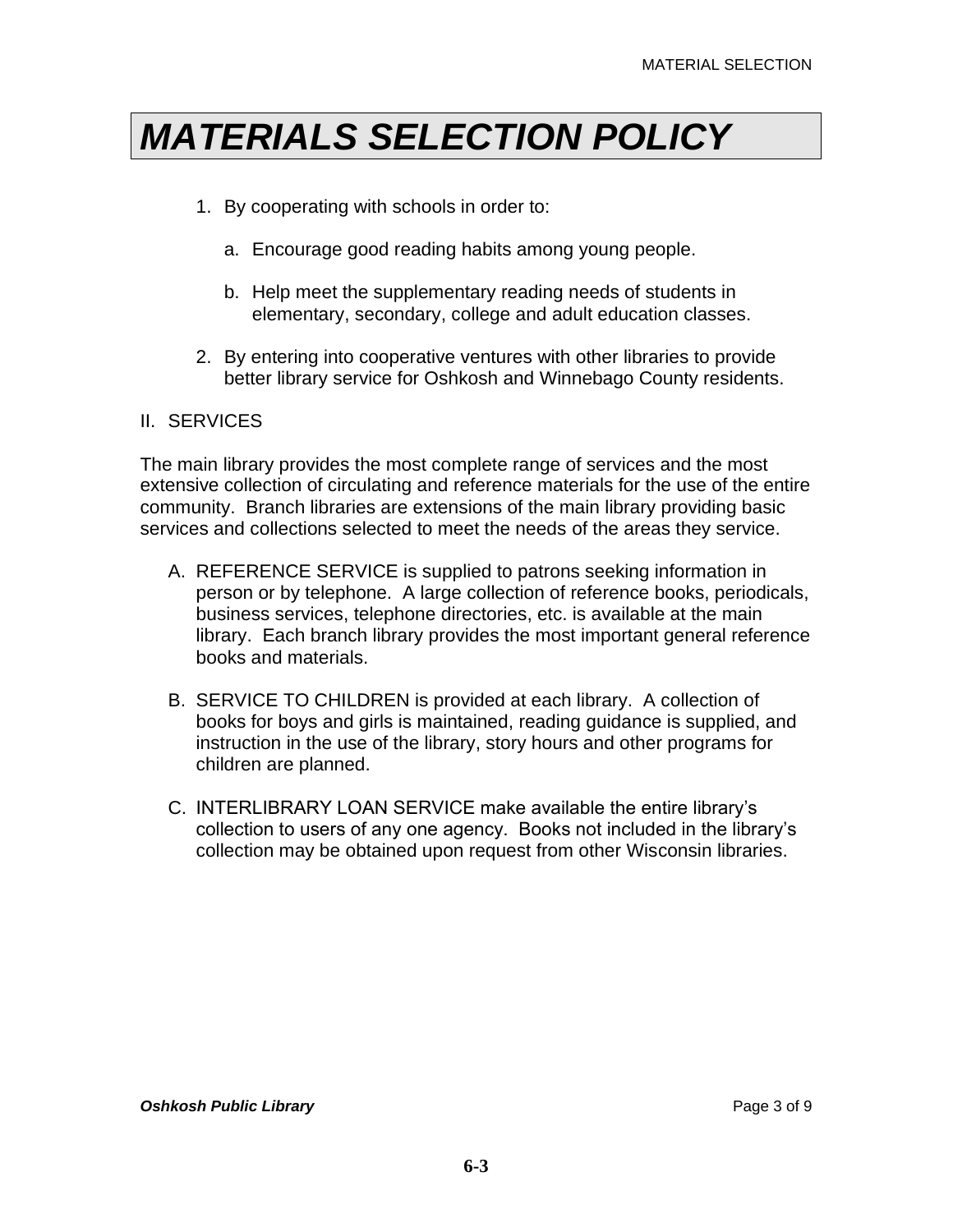# MATERIALS SELECTION POLICY

1. By cooperating with schools in order to:

   a. Encourage good reading habits among young people.

   b. Help meet the supplementary reading needs of students in elementary, secondary, college and adult education classes.

2. By entering into cooperative ventures with other libraries to provide better library service for Oshkosh and Winnebago County residents.

II. SERVICES

The main library provides the most complete range of services and the most extensive collection of circulating and reference materials for the use of the entire community. Branch libraries are extensions of the main library providing basic services and collections selected to meet the needs of the areas they service.

A. REFERENCE SERVICE is supplied to patrons seeking information in person or by telephone. A large collection of reference books, periodicals, business services, telephone directories, etc. is available at the main library. Each branch library provides the most important general reference books and materials.

B. SERVICE TO CHILDREN is provided at each library. A collection of books for boys and girls is maintained, reading guidance is supplied, and instruction in the use of the library, story hours and other programs for children are planned.

C. INTERLIBRARY LOAN SERVICE make available the entire library's collection to users of any one agency. Books not included in the library's collection may be obtained upon request from other Wisconsin libraries.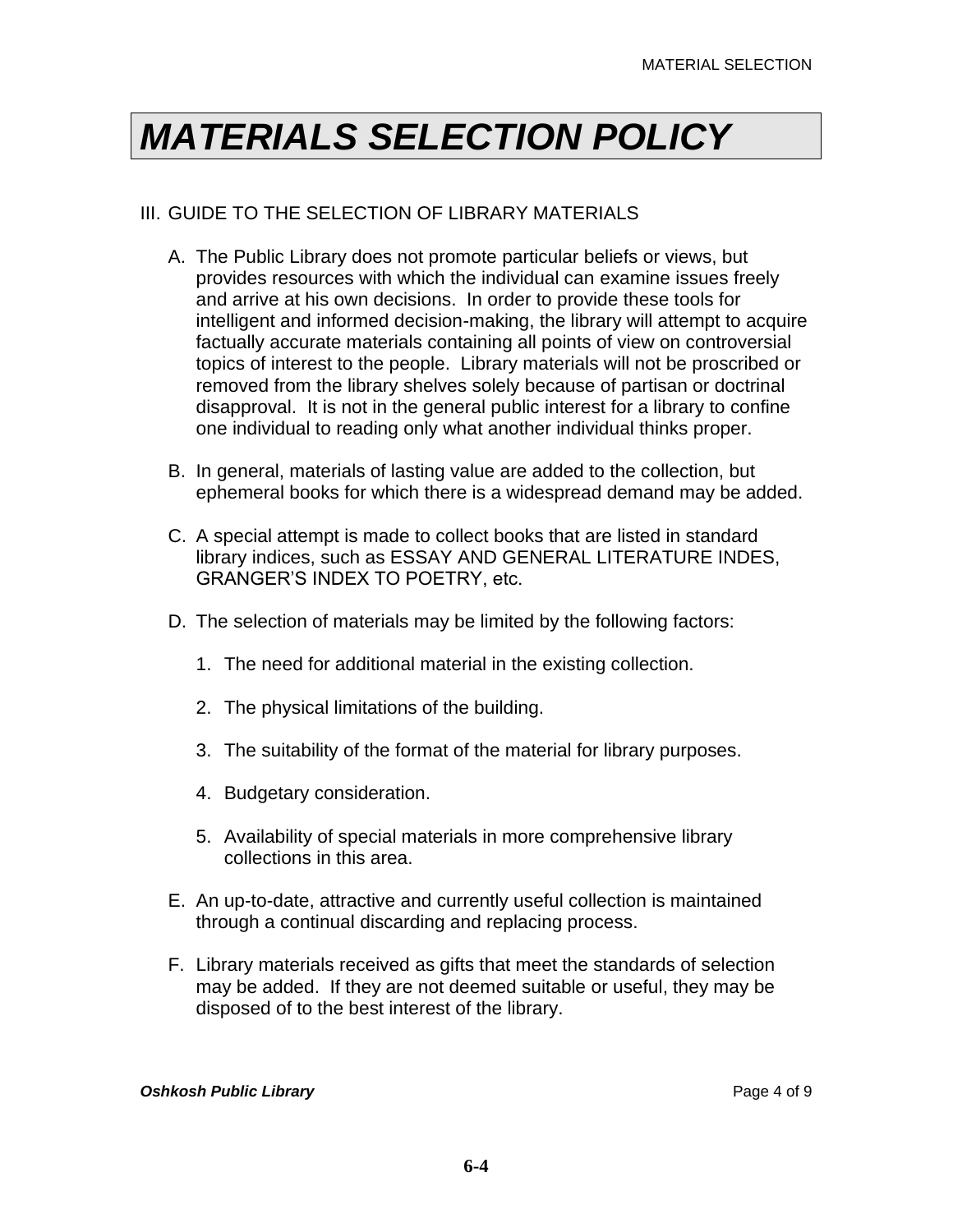# MATERIALS SELECTION POLICY

III. GUIDE TO THE SELECTION OF LIBRARY MATERIALS

A. The Public Library does not promote particular beliefs or views, but provides resources with which the individual can examine issues freely and arrive at his own decisions. In order to provide these tools for intelligent and informed decision-making, the library will attempt to acquire factually accurate materials containing all points of view on controversial topics of interest to the people. Library materials will not be proscribed or removed from the library shelves solely because of partisan or doctrinal disapproval. It is not in the general public interest for a library to confine one individual to reading only what another individual thinks proper.

B. In general, materials of lasting value are added to the collection, but ephemeral books for which there is a widespread demand may be added.

C. A special attempt is made to collect books that are listed in standard library indices, such as ESSAY AND GENERAL LITERATURE INDES, GRANGER'S INDEX TO POETRY, etc.

D. The selection of materials may be limited by the following factors:

   1. The need for additional material in the existing collection.

   2. The physical limitations of the building.

   3. The suitability of the format of the material for library purposes.

   4. Budgetary consideration.

   5. Availability of special materials in more comprehensive library collections in this area.

E. An up-to-date, attractive and currently useful collection is maintained through a continual discarding and replacing process.

F. Library materials received as gifts that meet the standards of selection may be added. If they are not deemed suitable or useful, they may be disposed of to the best interest of the library.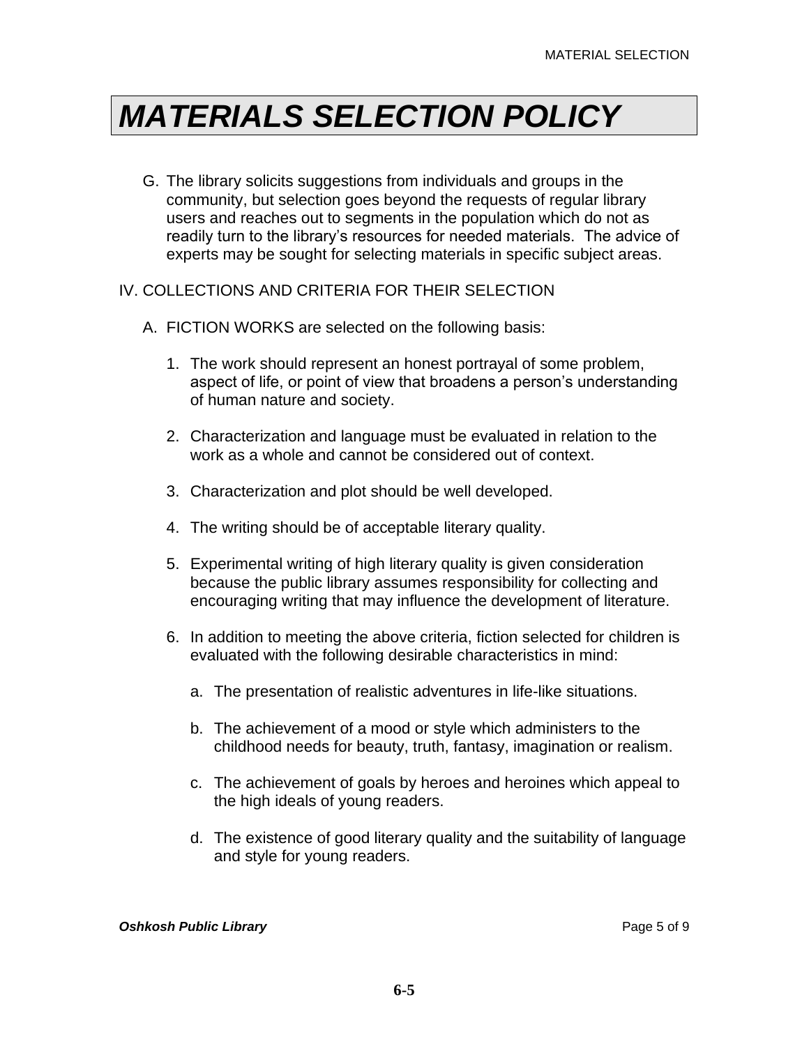# MATERIALS SELECTION POLICY

G. The library solicits suggestions from individuals and groups in the community, but selection goes beyond the requests of regular library users and reaches out to segments in the population which do not as readily turn to the library's resources for needed materials. The advice of experts may be sought for selecting materials in specific subject areas.

IV. COLLECTIONS AND CRITERIA FOR THEIR SELECTION

A. FICTION WORKS are selected on the following basis:

1. The work should represent an honest portrayal of some problem, aspect of life, or point of view that broadens a person's understanding of human nature and society.

2. Characterization and language must be evaluated in relation to the work as a whole and cannot be considered out of context.

3. Characterization and plot should be well developed.

4. The writing should be of acceptable literary quality.

5. Experimental writing of high literary quality is given consideration because the public library assumes responsibility for collecting and encouraging writing that may influence the development of literature.

6. In addition to meeting the above criteria, fiction selected for children is evaluated with the following desirable characteristics in mind:

   a. The presentation of realistic adventures in life-like situations.

   b. The achievement of a mood or style which administers to the childhood needs for beauty, truth, fantasy, imagination or realism.

   c. The achievement of goals by heroes and heroines which appeal to the high ideals of young readers.

   d. The existence of good literary quality and the suitability of language and style for young readers.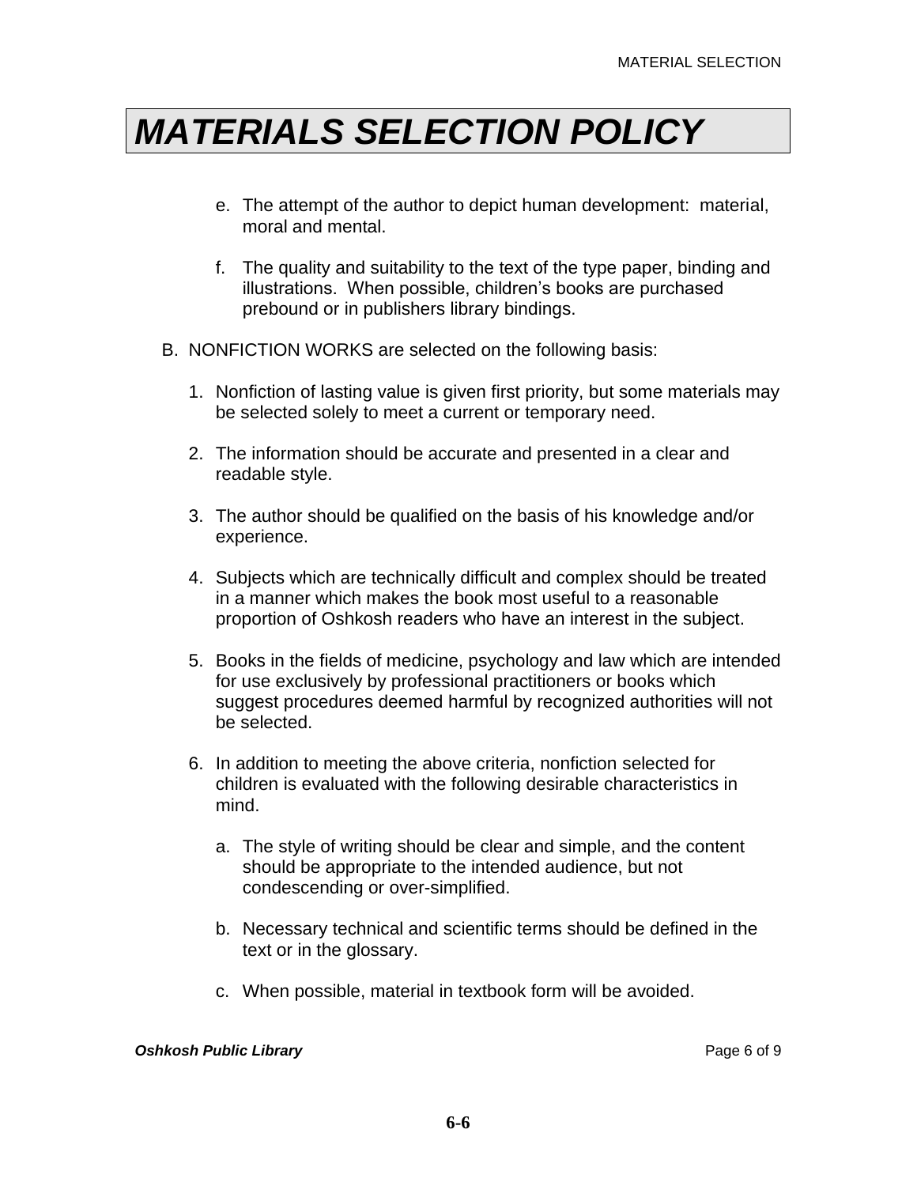# MATERIALS SELECTION POLICY

e. The attempt of the author to depict human development: material, moral and mental.

f. The quality and suitability to the text of the type paper, binding and illustrations. When possible, children's books are purchased prebound or in publishers library bindings.

B. NONFICTION WORKS are selected on the following basis:

1. Nonfiction of lasting value is given first priority, but some materials may be selected solely to meet a current or temporary need.

2. The information should be accurate and presented in a clear and readable style.

3. The author should be qualified on the basis of his knowledge and/or experience.

4. Subjects which are technically difficult and complex should be treated in a manner which makes the book most useful to a reasonable proportion of Oshkosh readers who have an interest in the subject.

5. Books in the fields of medicine, psychology and law which are intended for use exclusively by professional practitioners or books which suggest procedures deemed harmful by recognized authorities will not be selected.

6. In addition to meeting the above criteria, nonfiction selected for children is evaluated with the following desirable characteristics in mind.

   a. The style of writing should be clear and simple, and the content should be appropriate to the intended audience, but not condescending or over-simplified.

   b. Necessary technical and scientific terms should be defined in the text or in the glossary.

   c. When possible, material in textbook form will be avoided.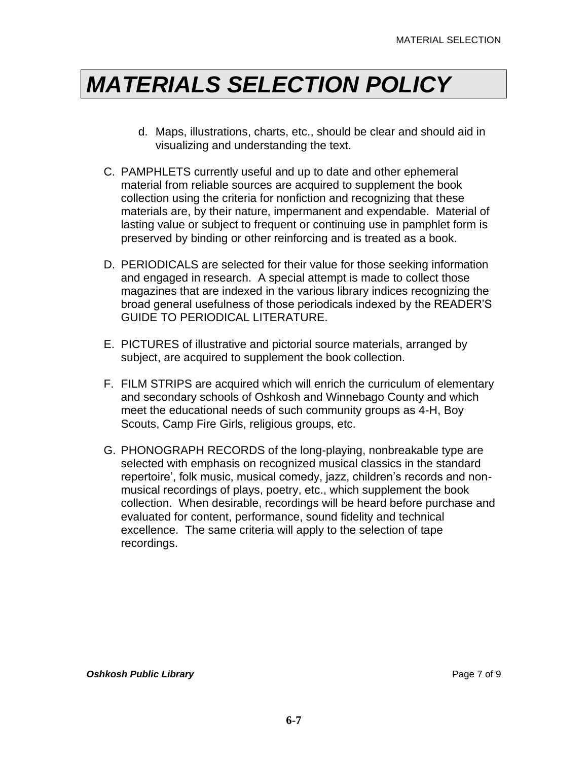# MATERIALS SELECTION POLICY

d. Maps, illustrations, charts, etc., should be clear and should aid in visualizing and understanding the text.

C. PAMPHLETS currently useful and up to date and other ephemeral material from reliable sources are acquired to supplement the book collection using the criteria for nonfiction and recognizing that these materials are, by their nature, impermanent and expendable. Material of lasting value or subject to frequent or continuing use in pamphlet form is preserved by binding or other reinforcing and is treated as a book.

D. PERIODICALS are selected for their value for those seeking information and engaged in research. A special attempt is made to collect those magazines that are indexed in the various library indices recognizing the broad general usefulness of those periodicals indexed by the READER'S GUIDE TO PERIODICAL LITERATURE.

E. PICTURES of illustrative and pictorial source materials, arranged by subject, are acquired to supplement the book collection.

F. FILM STRIPS are acquired which will enrich the curriculum of elementary and secondary schools of Oshkosh and Winnebago County and which meet the educational needs of such community groups as 4-H, Boy Scouts, Camp Fire Girls, religious groups, etc.

G. PHONOGRAPH RECORDS of the long-playing, nonbreakable type are selected with emphasis on recognized musical classics in the standard repertoire', folk music, musical comedy, jazz, children's records and non-musical recordings of plays, poetry, etc., which supplement the book collection. When desirable, recordings will be heard before purchase and evaluated for content, performance, sound fidelity and technical excellence. The same criteria will apply to the selection of tape recordings.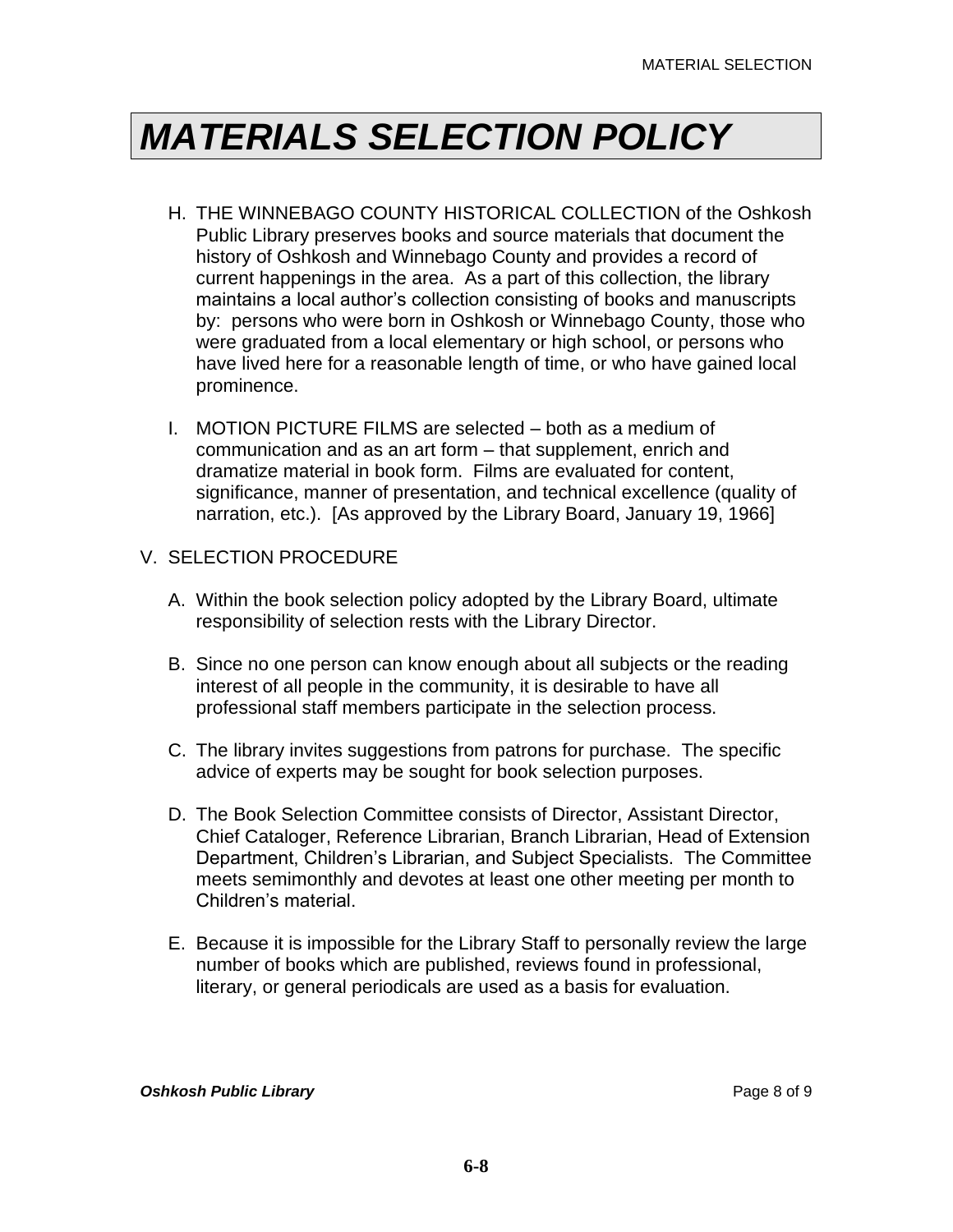# MATERIALS SELECTION POLICY

H. THE WINNEBAGO COUNTY HISTORICAL COLLECTION of the Oshkosh Public Library preserves books and source materials that document the history of Oshkosh and Winnebago County and provides a record of current happenings in the area. As a part of this collection, the library maintains a local author's collection consisting of books and manuscripts by: persons who were born in Oshkosh or Winnebago County, those who were graduated from a local elementary or high school, or persons who have lived here for a reasonable length of time, or who have gained local prominence.

I. MOTION PICTURE FILMS are selected – both as a medium of communication and as an art form – that supplement, enrich and dramatize material in book form. Films are evaluated for content, significance, manner of presentation, and technical excellence (quality of narration, etc.). [As approved by the Library Board, January 19, 1966]

V. SELECTION PROCEDURE

A. Within the book selection policy adopted by the Library Board, ultimate responsibility of selection rests with the Library Director.

B. Since no one person can know enough about all subjects or the reading interest of all people in the community, it is desirable to have all professional staff members participate in the selection process.

C. The library invites suggestions from patrons for purchase. The specific advice of experts may be sought for book selection purposes.

D. The Book Selection Committee consists of Director, Assistant Director, Chief Cataloger, Reference Librarian, Branch Librarian, Head of Extension Department, Children's Librarian, and Subject Specialists. The Committee meets semimonthly and devotes at least one other meeting per month to Children's material.

E. Because it is impossible for the Library Staff to personally review the large number of books which are published, reviews found in professional, literary, or general periodicals are used as a basis for evaluation.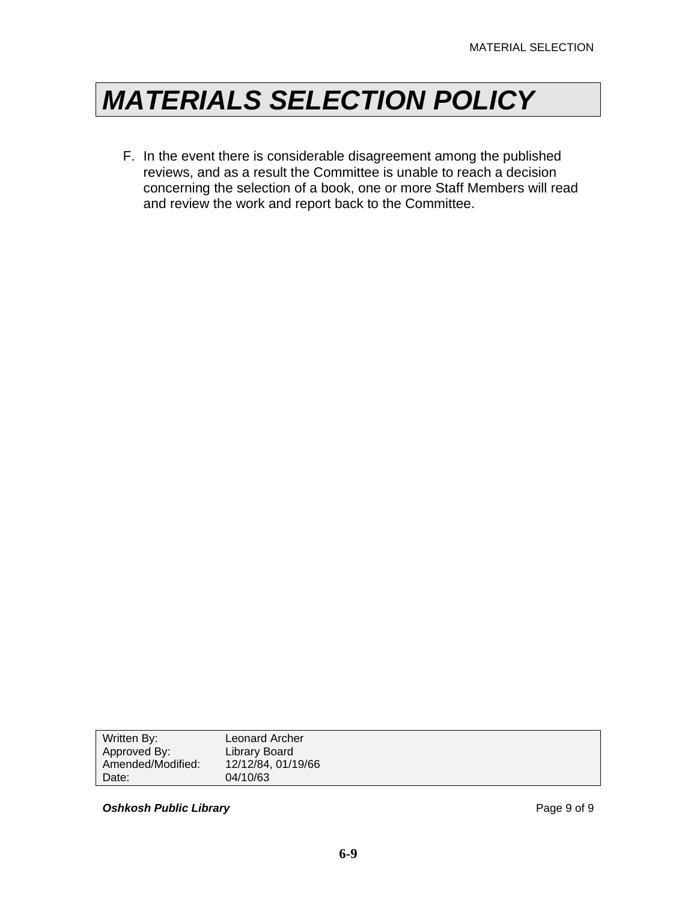# MATERIALS SELECTION POLICY

F. In the event there is considerable disagreement among the published reviews, and as a result the Committee is unable to reach a decision concerning the selection of a book, one or more Staff Members will read and review the work and report back to the Committee.

| | |
|---|---|
| Written By: | Leonard Archer |
| Approved By: | Library Board |
| Amended/Modified: | 12/12/84, 01/19/66 |
| Date: | 04/10/63 |